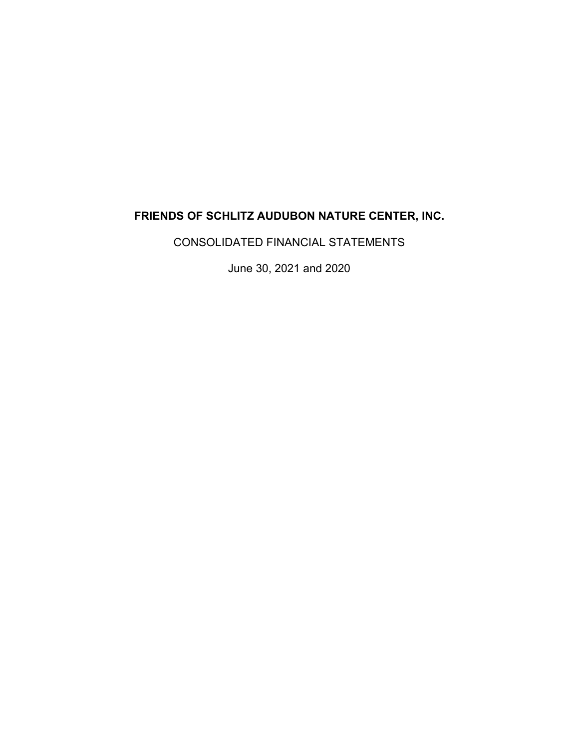# FRIENDS OF SCHLITZ AUDUBON NATURE CENTER, INC.

CONSOLIDATED FINANCIAL STATEMENTS

June 30, 2021 and 2020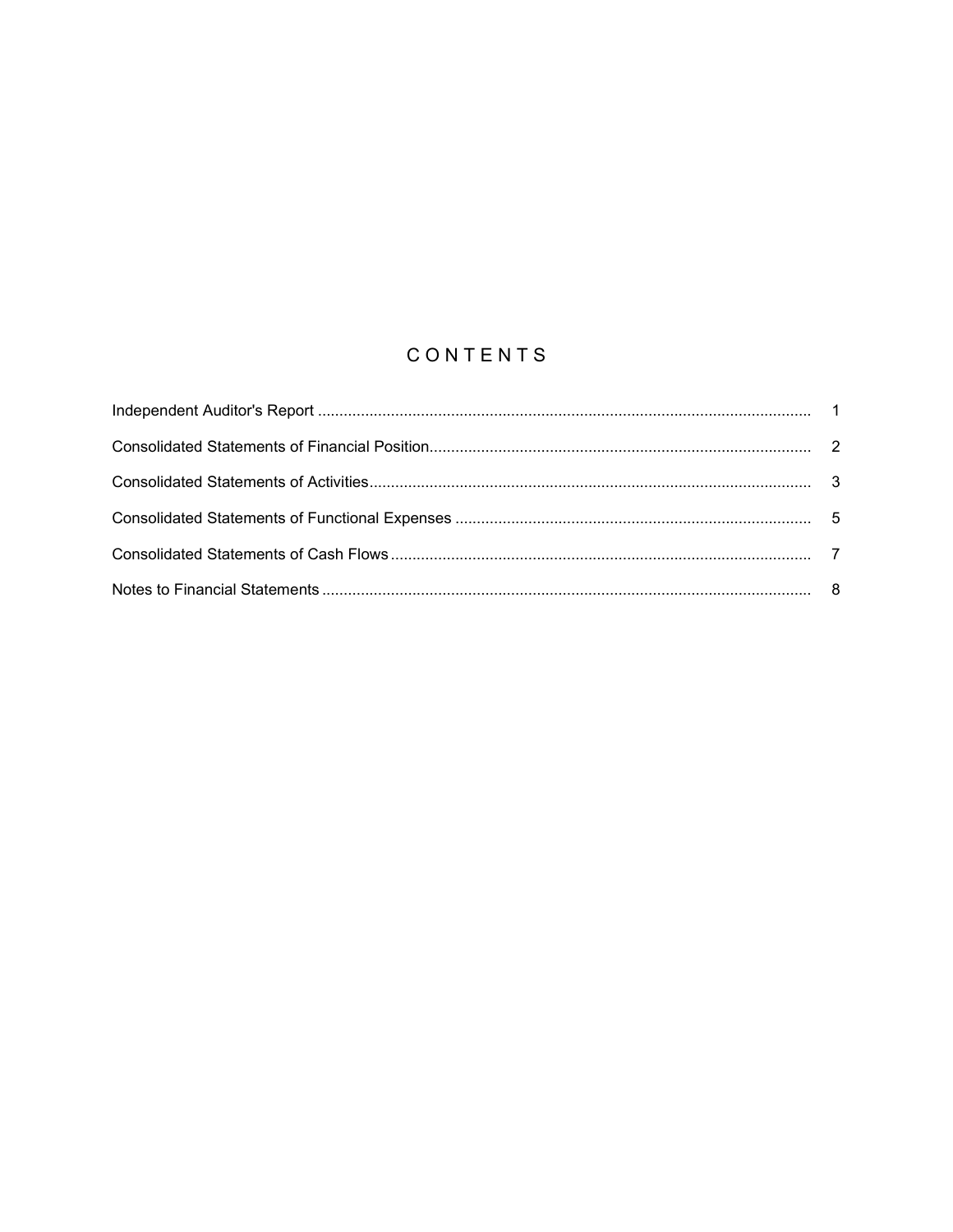# CONTENTS

| | |
|---|---|
| Independent Auditor's Report | 1 |
| Consolidated Statements of Financial Position | 2 |
| Consolidated Statements of Activities | 3 |
| Consolidated Statements of Functional Expenses | 5 |
| Consolidated Statements of Cash Flows | 7 |
| Notes to Financial Statements | 8 |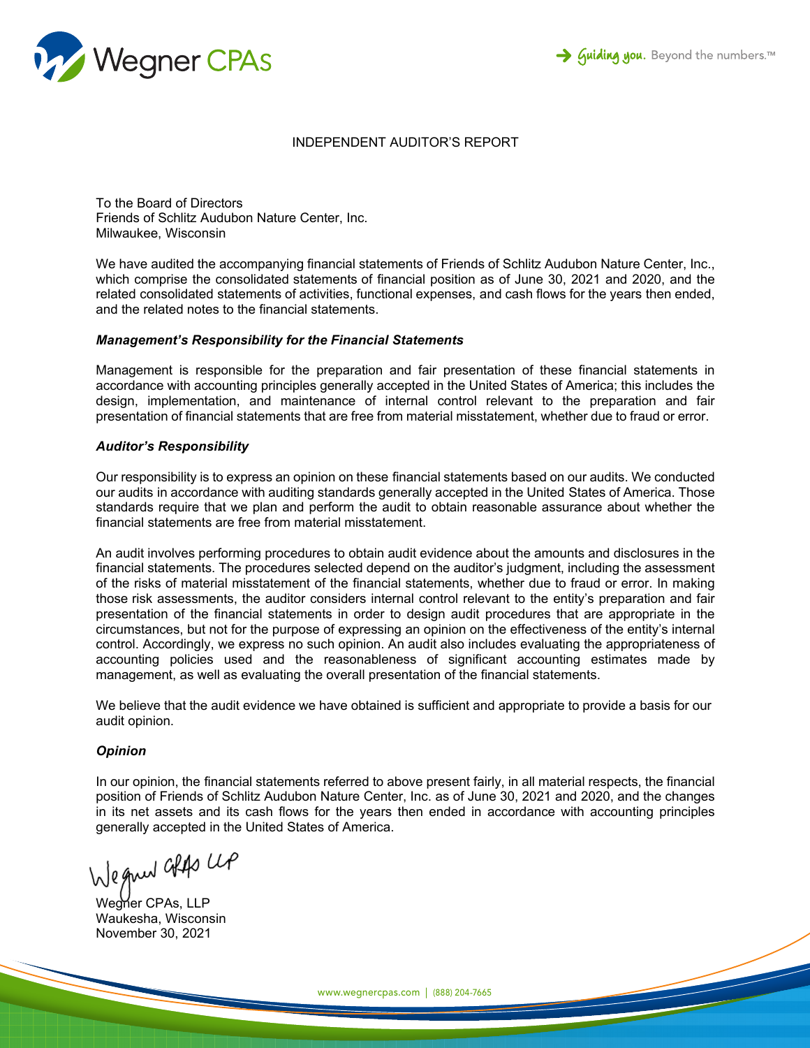# INDEPENDENT AUDITOR'S REPORT

To the Board of Directors
Friends of Schlitz Audubon Nature Center, Inc.
Milwaukee, Wisconsin

We have audited the accompanying financial statements of Friends of Schlitz Audubon Nature Center, Inc., which comprise the consolidated statements of financial position as of June 30, 2021 and 2020, and the related consolidated statements of activities, functional expenses, and cash flows for the years then ended, and the related notes to the financial statements.

### *Management's Responsibility for the Financial Statements*

Management is responsible for the preparation and fair presentation of these financial statements in accordance with accounting principles generally accepted in the United States of America; this includes the design, implementation, and maintenance of internal control relevant to the preparation and fair presentation of financial statements that are free from material misstatement, whether due to fraud or error.

### *Auditor's Responsibility*

Our responsibility is to express an opinion on these financial statements based on our audits. We conducted our audits in accordance with auditing standards generally accepted in the United States of America. Those standards require that we plan and perform the audit to obtain reasonable assurance about whether the financial statements are free from material misstatement.

An audit involves performing procedures to obtain audit evidence about the amounts and disclosures in the financial statements. The procedures selected depend on the auditor's judgment, including the assessment of the risks of material misstatement of the financial statements, whether due to fraud or error. In making those risk assessments, the auditor considers internal control relevant to the entity's preparation and fair presentation of the financial statements in order to design audit procedures that are appropriate in the circumstances, but not for the purpose of expressing an opinion on the effectiveness of the entity's internal control. Accordingly, we express no such opinion. An audit also includes evaluating the appropriateness of accounting policies used and the reasonableness of significant accounting estimates made by management, as well as evaluating the overall presentation of the financial statements.

We believe that the audit evidence we have obtained is sufficient and appropriate to provide a basis for our audit opinion.

### *Opinion*

In our opinion, the financial statements referred to above present fairly, in all material respects, the financial position of Friends of Schlitz Audubon Nature Center, Inc. as of June 30, 2021 and 2020, and the changes in its net assets and its cash flows for the years then ended in accordance with accounting principles generally accepted in the United States of America.

Wegner CPAs LLP

Wegner CPAs, LLP
Waukesha, Wisconsin
November 30, 2021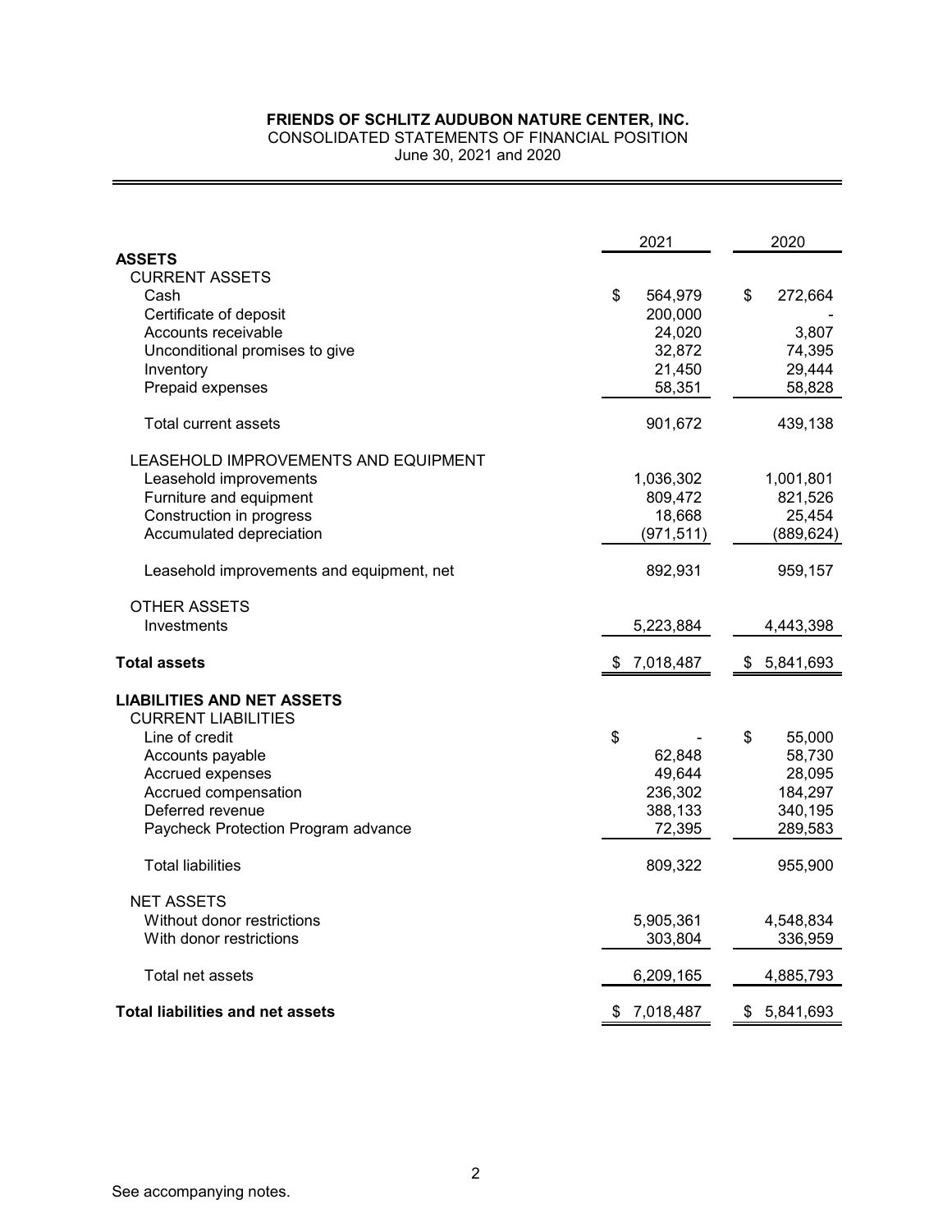**FRIENDS OF SCHLITZ AUDUBON NATURE CENTER, INC.**
CONSOLIDATED STATEMENTS OF FINANCIAL POSITION
June 30, 2021 and 2020

| | 2021 | 2020 |
|---|---|---|
| **ASSETS** | | |
| CURRENT ASSETS | | |
| Cash | $ 564,979 | $ 272,664 |
| Certificate of deposit | 200,000 | - |
| Accounts receivable | 24,020 | 3,807 |
| Unconditional promises to give | 32,872 | 74,395 |
| Inventory | 21,450 | 29,444 |
| Prepaid expenses | 58,351 | 58,828 |
| Total current assets | 901,672 | 439,138 |
| LEASEHOLD IMPROVEMENTS AND EQUIPMENT | | |
| Leasehold improvements | 1,036,302 | 1,001,801 |
| Furniture and equipment | 809,472 | 821,526 |
| Construction in progress | 18,668 | 25,454 |
| Accumulated depreciation | (971,511) | (889,624) |
| Leasehold improvements and equipment, net | 892,931 | 959,157 |
| OTHER ASSETS | | |
| Investments | 5,223,884 | 4,443,398 |
| **Total assets** | $ 7,018,487 | $ 5,841,693 |
| **LIABILITIES AND NET ASSETS** | | |
| CURRENT LIABILITIES | | |
| Line of credit | $ - | $ 55,000 |
| Accounts payable | 62,848 | 58,730 |
| Accrued expenses | 49,644 | 28,095 |
| Accrued compensation | 236,302 | 184,297 |
| Deferred revenue | 388,133 | 340,195 |
| Paycheck Protection Program advance | 72,395 | 289,583 |
| Total liabilities | 809,322 | 955,900 |
| NET ASSETS | | |
| Without donor restrictions | 5,905,361 | 4,548,834 |
| With donor restrictions | 303,804 | 336,959 |
| Total net assets | 6,209,165 | 4,885,793 |
| **Total liabilities and net assets** | $ 7,018,487 | $ 5,841,693 |

See accompanying notes.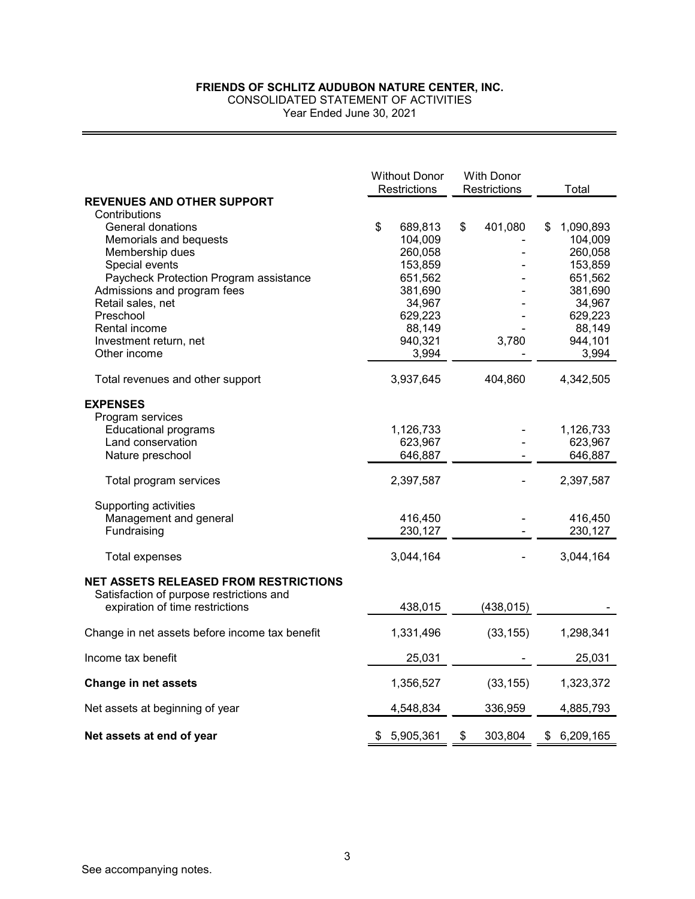**FRIENDS OF SCHLITZ AUDUBON NATURE CENTER, INC.**
CONSOLIDATED STATEMENT OF ACTIVITIES
Year Ended June 30, 2021

| | Without Donor Restrictions | With Donor Restrictions | Total |
|---|---|---|---|
| **REVENUES AND OTHER SUPPORT** | | | |
| Contributions | | | |
| General donations | $ 689,813 | $ 401,080 | $ 1,090,893 |
| Memorials and bequests | 104,009 | - | 104,009 |
| Membership dues | 260,058 | - | 260,058 |
| Special events | 153,859 | - | 153,859 |
| Paycheck Protection Program assistance | 651,562 | - | 651,562 |
| Admissions and program fees | 381,690 | - | 381,690 |
| Retail sales, net | 34,967 | - | 34,967 |
| Preschool | 629,223 | - | 629,223 |
| Rental income | 88,149 | - | 88,149 |
| Investment return, net | 940,321 | 3,780 | 944,101 |
| Other income | 3,994 | - | 3,994 |
| Total revenues and other support | 3,937,645 | 404,860 | 4,342,505 |
| **EXPENSES** | | | |
| Program services | | | |
| Educational programs | 1,126,733 | - | 1,126,733 |
| Land conservation | 623,967 | - | 623,967 |
| Nature preschool | 646,887 | - | 646,887 |
| Total program services | 2,397,587 | - | 2,397,587 |
| Supporting activities | | | |
| Management and general | 416,450 | - | 416,450 |
| Fundraising | 230,127 | - | 230,127 |
| Total expenses | 3,044,164 | - | 3,044,164 |
| **NET ASSETS RELEASED FROM RESTRICTIONS** | | | |
| Satisfaction of purpose restrictions and expiration of time restrictions | 438,015 | (438,015) | - |
| Change in net assets before income tax benefit | 1,331,496 | (33,155) | 1,298,341 |
| Income tax benefit | 25,031 | - | 25,031 |
| **Change in net assets** | 1,356,527 | (33,155) | 1,323,372 |
| Net assets at beginning of year | 4,548,834 | 336,959 | 4,885,793 |
| **Net assets at end of year** | $ 5,905,361 | $ 303,804 | $ 6,209,165 |

See accompanying notes.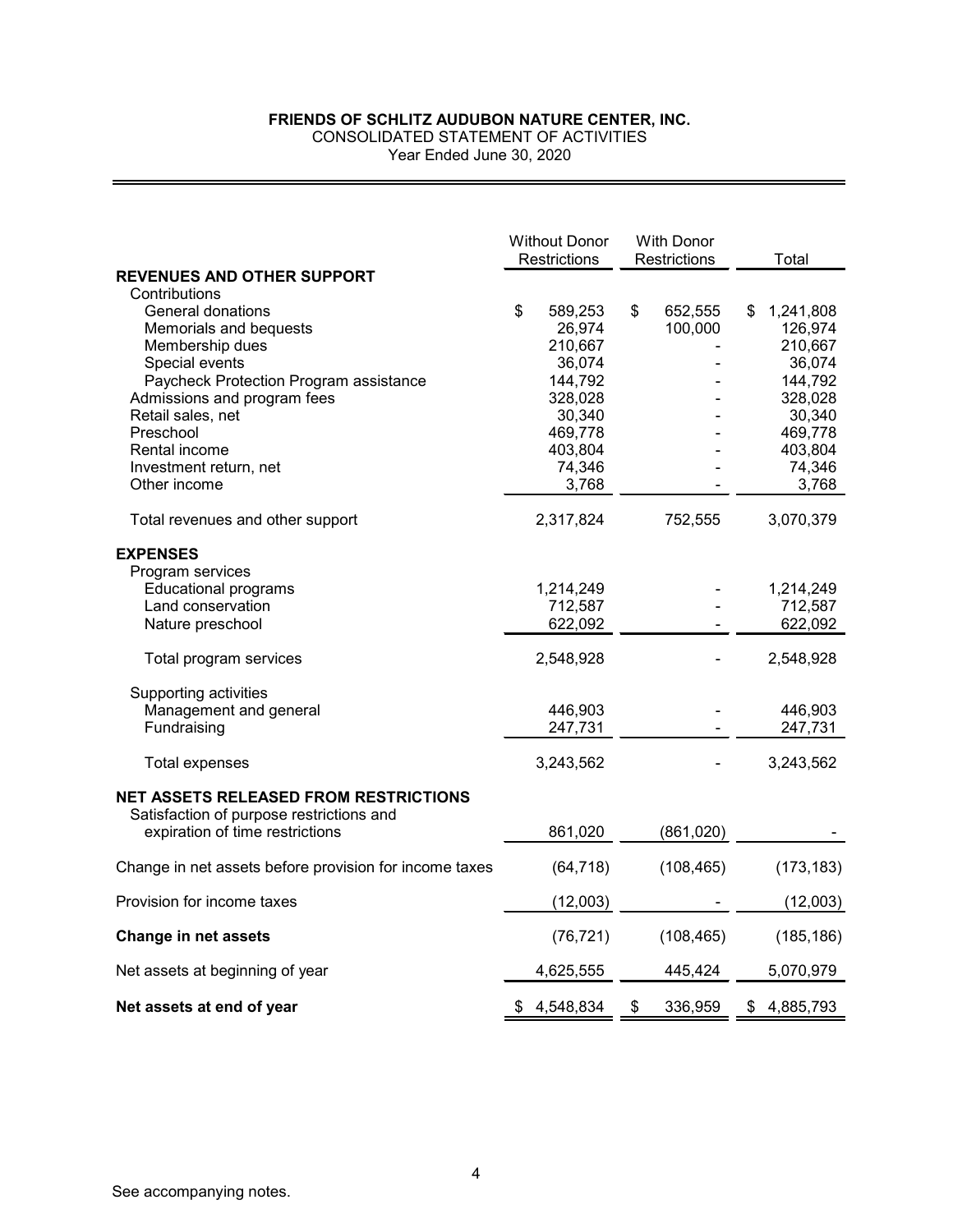**FRIENDS OF SCHLITZ AUDUBON NATURE CENTER, INC.**
CONSOLIDATED STATEMENT OF ACTIVITIES
Year Ended June 30, 2020

| | Without Donor Restrictions | With Donor Restrictions | Total |
|---|---|---|---|
| **REVENUES AND OTHER SUPPORT** | | | |
| Contributions | | | |
| General donations | $ 589,253 | $ 652,555 | $ 1,241,808 |
| Memorials and bequests | 26,974 | 100,000 | 126,974 |
| Membership dues | 210,667 | - | 210,667 |
| Special events | 36,074 | - | 36,074 |
| Paycheck Protection Program assistance | 144,792 | - | 144,792 |
| Admissions and program fees | 328,028 | - | 328,028 |
| Retail sales, net | 30,340 | - | 30,340 |
| Preschool | 469,778 | - | 469,778 |
| Rental income | 403,804 | - | 403,804 |
| Investment return, net | 74,346 | - | 74,346 |
| Other income | 3,768 | - | 3,768 |
| Total revenues and other support | 2,317,824 | 752,555 | 3,070,379 |
| **EXPENSES** | | | |
| Program services | | | |
| Educational programs | 1,214,249 | - | 1,214,249 |
| Land conservation | 712,587 | - | 712,587 |
| Nature preschool | 622,092 | - | 622,092 |
| Total program services | 2,548,928 | - | 2,548,928 |
| Supporting activities | | | |
| Management and general | 446,903 | - | 446,903 |
| Fundraising | 247,731 | - | 247,731 |
| Total expenses | 3,243,562 | - | 3,243,562 |
| **NET ASSETS RELEASED FROM RESTRICTIONS** | | | |
| Satisfaction of purpose restrictions and expiration of time restrictions | 861,020 | (861,020) | - |
| Change in net assets before provision for income taxes | (64,718) | (108,465) | (173,183) |
| Provision for income taxes | (12,003) | - | (12,003) |
| **Change in net assets** | (76,721) | (108,465) | (185,186) |
| Net assets at beginning of year | 4,625,555 | 445,424 | 5,070,979 |
| **Net assets at end of year** | $ 4,548,834 | $ 336,959 | $ 4,885,793 |

See accompanying notes.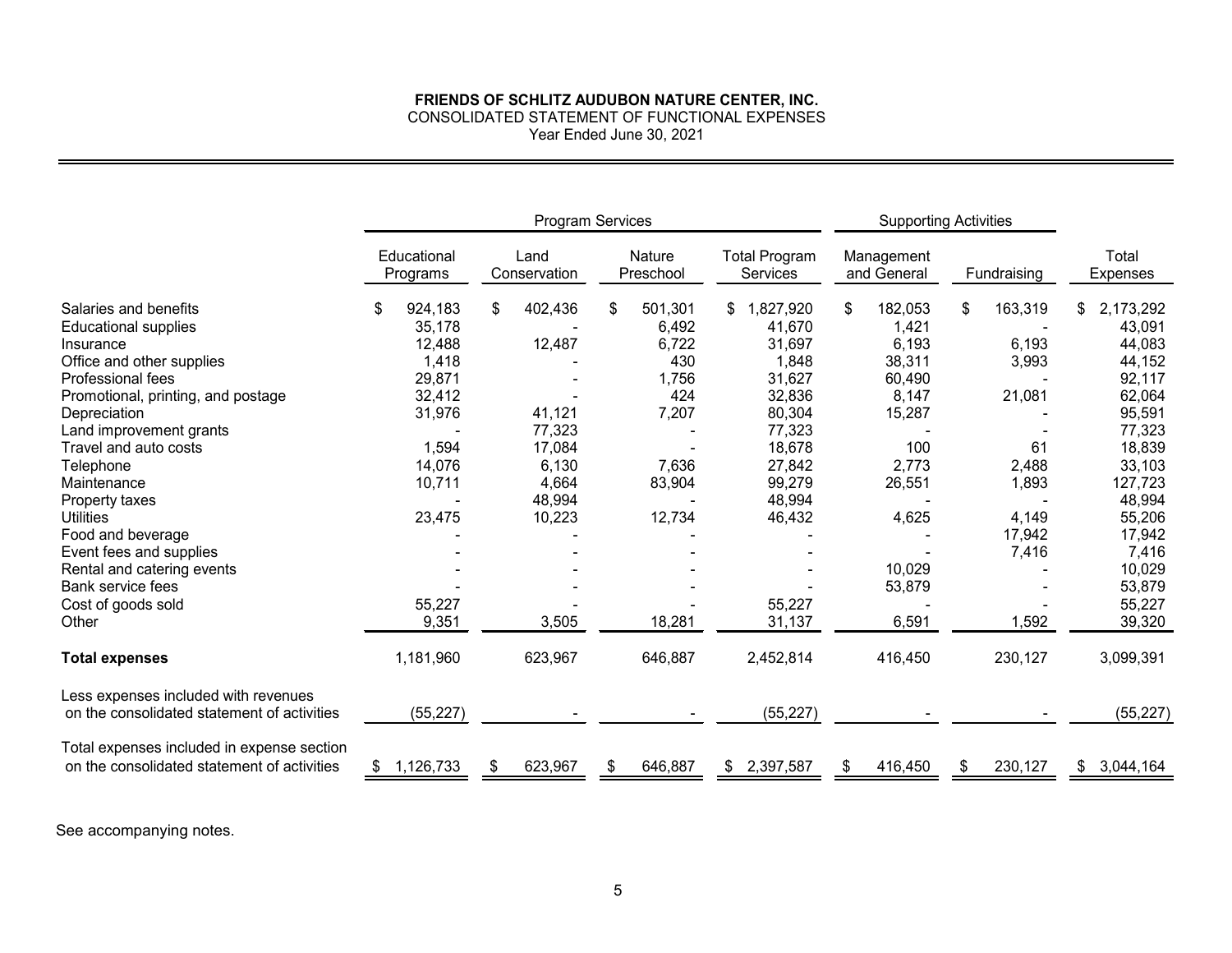**FRIENDS OF SCHLITZ AUDUBON NATURE CENTER, INC.**
CONSOLIDATED STATEMENT OF FUNCTIONAL EXPENSES
Year Ended June 30, 2021

| | Program Services | | | | Supporting Activities | | |
|---|---|---|---|---|---|---|---|
| | Educational Programs | Land Conservation | Nature Preschool | Total Program Services | Management and General | Fundraising | Total Expenses |
| Salaries and benefits | $ 924,183 | $ 402,436 | $ 501,301 | $ 1,827,920 | $ 182,053 | $ 163,319 | $ 2,173,292 |
| Educational supplies | 35,178 | - | 6,492 | 41,670 | 1,421 | - | 43,091 |
| Insurance | 12,488 | 12,487 | 6,722 | 31,697 | 6,193 | 6,193 | 44,083 |
| Office and other supplies | 1,418 | - | 430 | 1,848 | 38,311 | 3,993 | 44,152 |
| Professional fees | 29,871 | - | 1,756 | 31,627 | 60,490 | - | 92,117 |
| Promotional, printing, and postage | 32,412 | - | 424 | 32,836 | 8,147 | 21,081 | 62,064 |
| Depreciation | 31,976 | 41,121 | 7,207 | 80,304 | 15,287 | - | 95,591 |
| Land improvement grants | - | 77,323 | - | 77,323 | - | - | 77,323 |
| Travel and auto costs | 1,594 | 17,084 | - | 18,678 | 100 | 61 | 18,839 |
| Telephone | 14,076 | 6,130 | 7,636 | 27,842 | 2,773 | 2,488 | 33,103 |
| Maintenance | 10,711 | 4,664 | 83,904 | 99,279 | 26,551 | 1,893 | 127,723 |
| Property taxes | - | 48,994 | - | 48,994 | - | - | 48,994 |
| Utilities | 23,475 | 10,223 | 12,734 | 46,432 | 4,625 | 4,149 | 55,206 |
| Food and beverage | - | - | - | - | - | 17,942 | 17,942 |
| Event fees and supplies | - | - | - | - | - | 7,416 | 7,416 |
| Rental and catering events | - | - | - | - | 10,029 | - | 10,029 |
| Bank service fees | - | - | - | - | 53,879 | - | 53,879 |
| Cost of goods sold | 55,227 | - | - | 55,227 | - | - | 55,227 |
| Other | 9,351 | 3,505 | 18,281 | 31,137 | 6,591 | 1,592 | 39,320 |
| **Total expenses** | 1,181,960 | 623,967 | 646,887 | 2,452,814 | 416,450 | 230,127 | 3,099,391 |
| Less expenses included with revenues on the consolidated statement of activities | (55,227) | - | - | (55,227) | - | - | (55,227) |
| Total expenses included in expense section on the consolidated statement of activities | $ 1,126,733 | $ 623,967 | $ 646,887 | $ 2,397,587 | $ 416,450 | $ 230,127 | $ 3,044,164 |

See accompanying notes.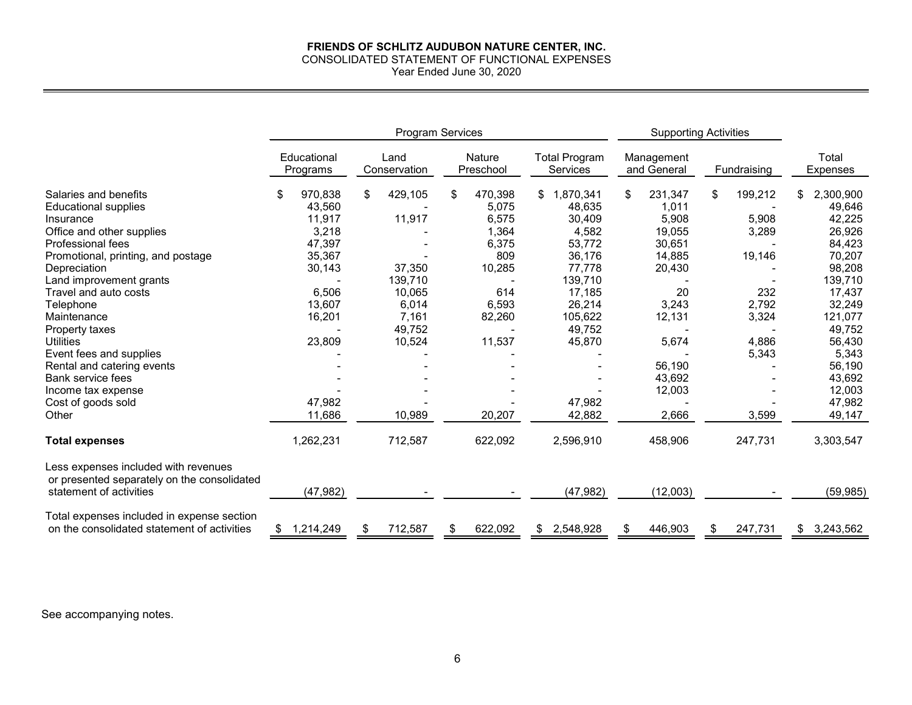**FRIENDS OF SCHLITZ AUDUBON NATURE CENTER, INC.**
CONSOLIDATED STATEMENT OF FUNCTIONAL EXPENSES
Year Ended June 30, 2020

| | Program Services | | | | Supporting Activities | | |
|---|---|---|---|---|---|---|---|
| | Educational Programs | Land Conservation | Nature Preschool | Total Program Services | Management and General | Fundraising | Total Expenses |
| Salaries and benefits | $ 970,838 | $ 429,105 | $ 470,398 | $ 1,870,341 | $ 231,347 | $ 199,212 | $ 2,300,900 |
| Educational supplies | 43,560 | - | 5,075 | 48,635 | 1,011 | - | 49,646 |
| Insurance | 11,917 | 11,917 | 6,575 | 30,409 | 5,908 | 5,908 | 42,225 |
| Office and other supplies | 3,218 | - | 1,364 | 4,582 | 19,055 | 3,289 | 26,926 |
| Professional fees | 47,397 | - | 6,375 | 53,772 | 30,651 | - | 84,423 |
| Promotional, printing, and postage | 35,367 | - | 809 | 36,176 | 14,885 | 19,146 | 70,207 |
| Depreciation | 30,143 | 37,350 | 10,285 | 77,778 | 20,430 | - | 98,208 |
| Land improvement grants | - | 139,710 | - | 139,710 | - | - | 139,710 |
| Travel and auto costs | 6,506 | 10,065 | 614 | 17,185 | 20 | 232 | 17,437 |
| Telephone | 13,607 | 6,014 | 6,593 | 26,214 | 3,243 | 2,792 | 32,249 |
| Maintenance | 16,201 | 7,161 | 82,260 | 105,622 | 12,131 | 3,324 | 121,077 |
| Property taxes | - | 49,752 | - | 49,752 | - | - | 49,752 |
| Utilities | 23,809 | 10,524 | 11,537 | 45,870 | 5,674 | 4,886 | 56,430 |
| Event fees and supplies | - | - | - | - | - | 5,343 | 5,343 |
| Rental and catering events | - | - | - | - | 56,190 | - | 56,190 |
| Bank service fees | - | - | - | - | 43,692 | - | 43,692 |
| Income tax expense | - | - | - | - | 12,003 | - | 12,003 |
| Cost of goods sold | 47,982 | - | - | 47,982 | - | - | 47,982 |
| Other | 11,686 | 10,989 | 20,207 | 42,882 | 2,666 | 3,599 | 49,147 |
| **Total expenses** | 1,262,231 | 712,587 | 622,092 | 2,596,910 | 458,906 | 247,731 | 3,303,547 |
| Less expenses included with revenues or presented separately on the consolidated statement of activities | (47,982) | - | - | (47,982) | (12,003) | - | (59,985) |
| Total expenses included in expense section on the consolidated statement of activities | $ 1,214,249 | $ 712,587 | $ 622,092 | $ 2,548,928 | $ 446,903 | $ 247,731 | $ 3,243,562 |

See accompanying notes.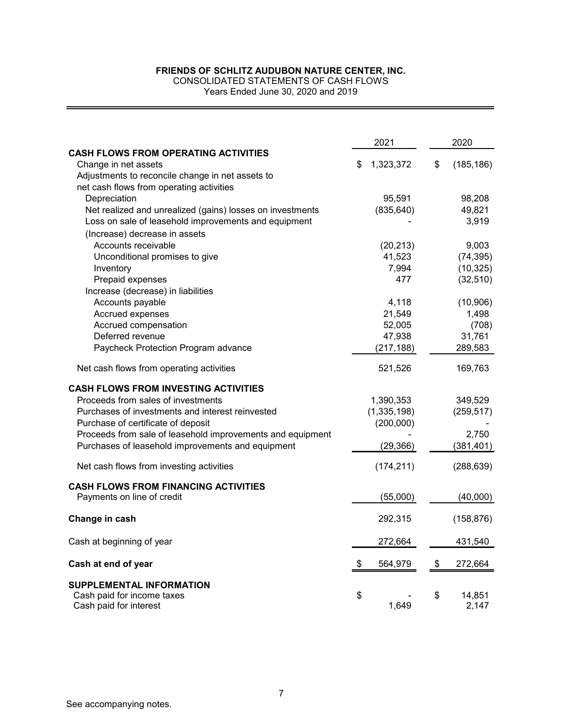**FRIENDS OF SCHLITZ AUDUBON NATURE CENTER, INC.**
CONSOLIDATED STATEMENTS OF CASH FLOWS
Years Ended June 30, 2020 and 2019

| | 2021 | 2020 |
|---|---|---|
| **CASH FLOWS FROM OPERATING ACTIVITIES** | | |
| Change in net assets | $ 1,323,372 | $ (185,186) |
| Adjustments to reconcile change in net assets to net cash flows from operating activities | | |
| Depreciation | 95,591 | 98,208 |
| Net realized and unrealized (gains) losses on investments | (835,640) | 49,821 |
| Loss on sale of leasehold improvements and equipment | - | 3,919 |
| (Increase) decrease in assets | | |
| Accounts receivable | (20,213) | 9,003 |
| Unconditional promises to give | 41,523 | (74,395) |
| Inventory | 7,994 | (10,325) |
| Prepaid expenses | 477 | (32,510) |
| Increase (decrease) in liabilities | | |
| Accounts payable | 4,118 | (10,906) |
| Accrued expenses | 21,549 | 1,498 |
| Accrued compensation | 52,005 | (708) |
| Deferred revenue | 47,938 | 31,761 |
| Paycheck Protection Program advance | (217,188) | 289,583 |
| Net cash flows from operating activities | 521,526 | 169,763 |
| **CASH FLOWS FROM INVESTING ACTIVITIES** | | |
| Proceeds from sales of investments | 1,390,353 | 349,529 |
| Purchases of investments and interest reinvested | (1,335,198) | (259,517) |
| Purchase of certificate of deposit | (200,000) | - |
| Proceeds from sale of leasehold improvements and equipment | - | 2,750 |
| Purchases of leasehold improvements and equipment | (29,366) | (381,401) |
| Net cash flows from investing activities | (174,211) | (288,639) |
| **CASH FLOWS FROM FINANCING ACTIVITIES** | | |
| Payments on line of credit | (55,000) | (40,000) |
| **Change in cash** | 292,315 | (158,876) |
| Cash at beginning of year | 272,664 | 431,540 |
| **Cash at end of year** | $ 564,979 | $ 272,664 |
| **SUPPLEMENTAL INFORMATION** | | |
| Cash paid for income taxes | $ - | $ 14,851 |
| Cash paid for interest | 1,649 | 2,147 |

See accompanying notes.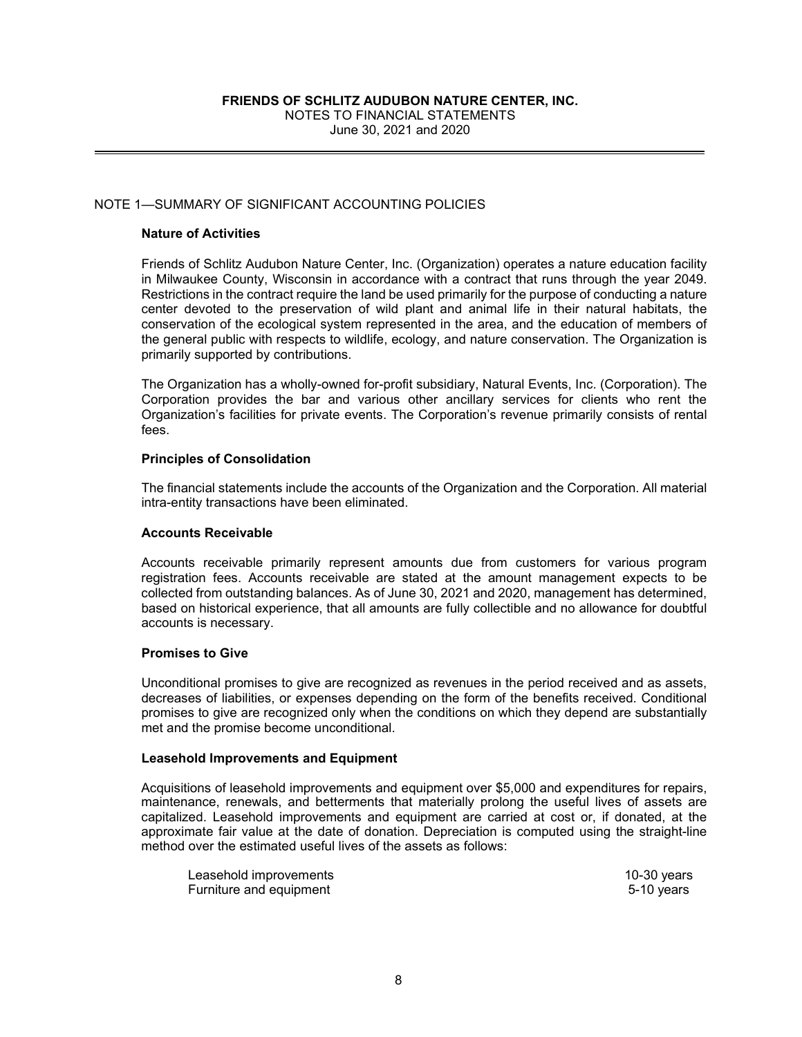**FRIENDS OF SCHLITZ AUDUBON NATURE CENTER, INC.**
NOTES TO FINANCIAL STATEMENTS
June 30, 2021 and 2020

## NOTE 1—SUMMARY OF SIGNIFICANT ACCOUNTING POLICIES

### Nature of Activities

Friends of Schlitz Audubon Nature Center, Inc. (Organization) operates a nature education facility in Milwaukee County, Wisconsin in accordance with a contract that runs through the year 2049. Restrictions in the contract require the land be used primarily for the purpose of conducting a nature center devoted to the preservation of wild plant and animal life in their natural habitats, the conservation of the ecological system represented in the area, and the education of members of the general public with respects to wildlife, ecology, and nature conservation. The Organization is primarily supported by contributions.

The Organization has a wholly-owned for-profit subsidiary, Natural Events, Inc. (Corporation). The Corporation provides the bar and various other ancillary services for clients who rent the Organization's facilities for private events. The Corporation's revenue primarily consists of rental fees.

### Principles of Consolidation

The financial statements include the accounts of the Organization and the Corporation. All material intra-entity transactions have been eliminated.

### Accounts Receivable

Accounts receivable primarily represent amounts due from customers for various program registration fees. Accounts receivable are stated at the amount management expects to be collected from outstanding balances. As of June 30, 2021 and 2020, management has determined, based on historical experience, that all amounts are fully collectible and no allowance for doubtful accounts is necessary.

### Promises to Give

Unconditional promises to give are recognized as revenues in the period received and as assets, decreases of liabilities, or expenses depending on the form of the benefits received. Conditional promises to give are recognized only when the conditions on which they depend are substantially met and the promise become unconditional.

### Leasehold Improvements and Equipment

Acquisitions of leasehold improvements and equipment over $5,000 and expenditures for repairs, maintenance, renewals, and betterments that materially prolong the useful lives of assets are capitalized. Leasehold improvements and equipment are carried at cost or, if donated, at the approximate fair value at the date of donation. Depreciation is computed using the straight-line method over the estimated useful lives of the assets as follows:

| | |
|---|---|
| Leasehold improvements | 10-30 years |
| Furniture and equipment | 5-10 years |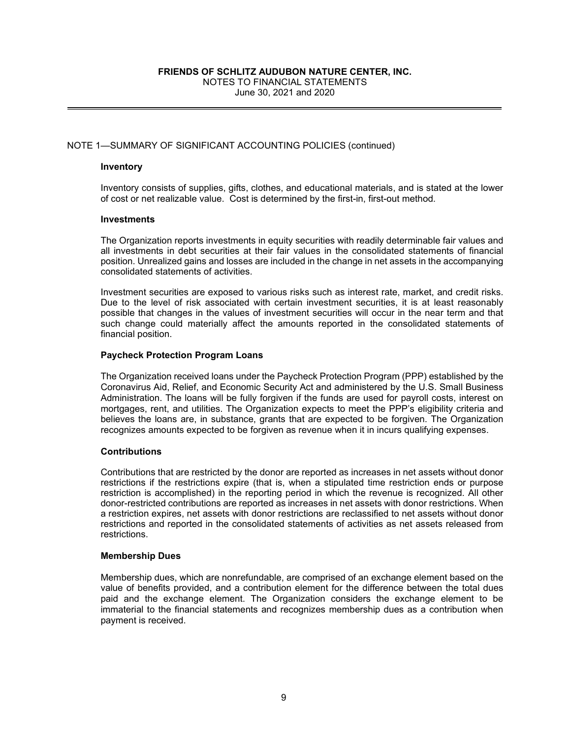## NOTE 1—SUMMARY OF SIGNIFICANT ACCOUNTING POLICIES (continued)

### Inventory

Inventory consists of supplies, gifts, clothes, and educational materials, and is stated at the lower of cost or net realizable value. Cost is determined by the first-in, first-out method.

### Investments

The Organization reports investments in equity securities with readily determinable fair values and all investments in debt securities at their fair values in the consolidated statements of financial position. Unrealized gains and losses are included in the change in net assets in the accompanying consolidated statements of activities.

Investment securities are exposed to various risks such as interest rate, market, and credit risks. Due to the level of risk associated with certain investment securities, it is at least reasonably possible that changes in the values of investment securities will occur in the near term and that such change could materially affect the amounts reported in the consolidated statements of financial position.

### Paycheck Protection Program Loans

The Organization received loans under the Paycheck Protection Program (PPP) established by the Coronavirus Aid, Relief, and Economic Security Act and administered by the U.S. Small Business Administration. The loans will be fully forgiven if the funds are used for payroll costs, interest on mortgages, rent, and utilities. The Organization expects to meet the PPP's eligibility criteria and believes the loans are, in substance, grants that are expected to be forgiven. The Organization recognizes amounts expected to be forgiven as revenue when it in incurs qualifying expenses.

### Contributions

Contributions that are restricted by the donor are reported as increases in net assets without donor restrictions if the restrictions expire (that is, when a stipulated time restriction ends or purpose restriction is accomplished) in the reporting period in which the revenue is recognized. All other donor-restricted contributions are reported as increases in net assets with donor restrictions. When a restriction expires, net assets with donor restrictions are reclassified to net assets without donor restrictions and reported in the consolidated statements of activities as net assets released from restrictions.

### Membership Dues

Membership dues, which are nonrefundable, are comprised of an exchange element based on the value of benefits provided, and a contribution element for the difference between the total dues paid and the exchange element. The Organization considers the exchange element to be immaterial to the financial statements and recognizes membership dues as a contribution when payment is received.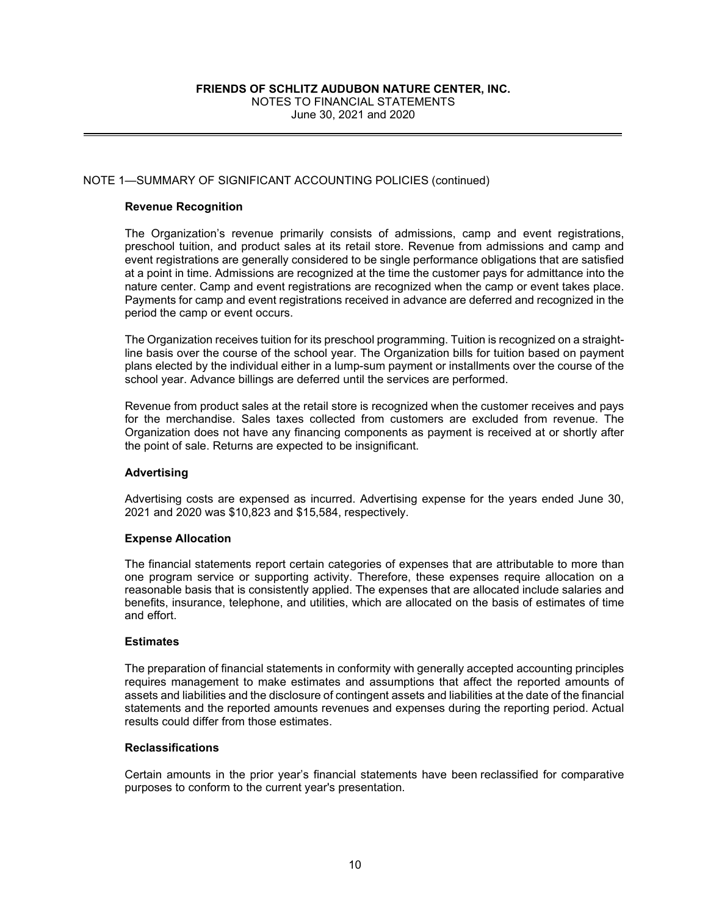NOTE 1—SUMMARY OF SIGNIFICANT ACCOUNTING POLICIES (continued)

**Revenue Recognition**

The Organization's revenue primarily consists of admissions, camp and event registrations, preschool tuition, and product sales at its retail store. Revenue from admissions and camp and event registrations are generally considered to be single performance obligations that are satisfied at a point in time. Admissions are recognized at the time the customer pays for admittance into the nature center. Camp and event registrations are recognized when the camp or event takes place. Payments for camp and event registrations received in advance are deferred and recognized in the period the camp or event occurs.

The Organization receives tuition for its preschool programming. Tuition is recognized on a straight-line basis over the course of the school year. The Organization bills for tuition based on payment plans elected by the individual either in a lump-sum payment or installments over the course of the school year. Advance billings are deferred until the services are performed.

Revenue from product sales at the retail store is recognized when the customer receives and pays for the merchandise. Sales taxes collected from customers are excluded from revenue. The Organization does not have any financing components as payment is received at or shortly after the point of sale. Returns are expected to be insignificant.

**Advertising**

Advertising costs are expensed as incurred. Advertising expense for the years ended June 30, 2021 and 2020 was $10,823 and $15,584, respectively.

**Expense Allocation**

The financial statements report certain categories of expenses that are attributable to more than one program service or supporting activity. Therefore, these expenses require allocation on a reasonable basis that is consistently applied. The expenses that are allocated include salaries and benefits, insurance, telephone, and utilities, which are allocated on the basis of estimates of time and effort.

**Estimates**

The preparation of financial statements in conformity with generally accepted accounting principles requires management to make estimates and assumptions that affect the reported amounts of assets and liabilities and the disclosure of contingent assets and liabilities at the date of the financial statements and the reported amounts revenues and expenses during the reporting period. Actual results could differ from those estimates.

**Reclassifications**

Certain amounts in the prior year's financial statements have been reclassified for comparative purposes to conform to the current year's presentation.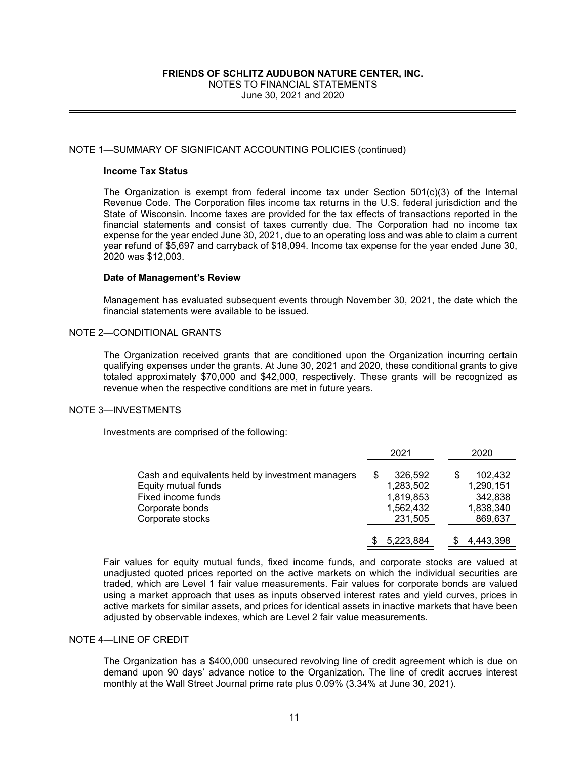## NOTE 1—SUMMARY OF SIGNIFICANT ACCOUNTING POLICIES (continued)

### Income Tax Status

The Organization is exempt from federal income tax under Section 501(c)(3) of the Internal Revenue Code. The Corporation files income tax returns in the U.S. federal jurisdiction and the State of Wisconsin. Income taxes are provided for the tax effects of transactions reported in the financial statements and consist of taxes currently due. The Corporation had no income tax expense for the year ended June 30, 2021, due to an operating loss and was able to claim a current year refund of $5,697 and carryback of $18,094. Income tax expense for the year ended June 30, 2020 was $12,003.

### Date of Management's Review

Management has evaluated subsequent events through November 30, 2021, the date which the financial statements were available to be issued.

## NOTE 2—CONDITIONAL GRANTS

The Organization received grants that are conditioned upon the Organization incurring certain qualifying expenses under the grants. At June 30, 2021 and 2020, these conditional grants to give totaled approximately $70,000 and $42,000, respectively. These grants will be recognized as revenue when the respective conditions are met in future years.

## NOTE 3—INVESTMENTS

Investments are comprised of the following:

| | 2021 | 2020 |
|---|---|---|
| Cash and equivalents held by investment managers | $ 326,592 | $ 102,432 |
| Equity mutual funds | 1,283,502 | 1,290,151 |
| Fixed income funds | 1,819,853 | 342,838 |
| Corporate bonds | 1,562,432 | 1,838,340 |
| Corporate stocks | 231,505 | 869,637 |
| | $ 5,223,884 | $ 4,443,398 |

Fair values for equity mutual funds, fixed income funds, and corporate stocks are valued at unadjusted quoted prices reported on the active markets on which the individual securities are traded, which are Level 1 fair value measurements. Fair values for corporate bonds are valued using a market approach that uses as inputs observed interest rates and yield curves, prices in active markets for similar assets, and prices for identical assets in inactive markets that have been adjusted by observable indexes, which are Level 2 fair value measurements.

## NOTE 4—LINE OF CREDIT

The Organization has a $400,000 unsecured revolving line of credit agreement which is due on demand upon 90 days' advance notice to the Organization. The line of credit accrues interest monthly at the Wall Street Journal prime rate plus 0.09% (3.34% at June 30, 2021).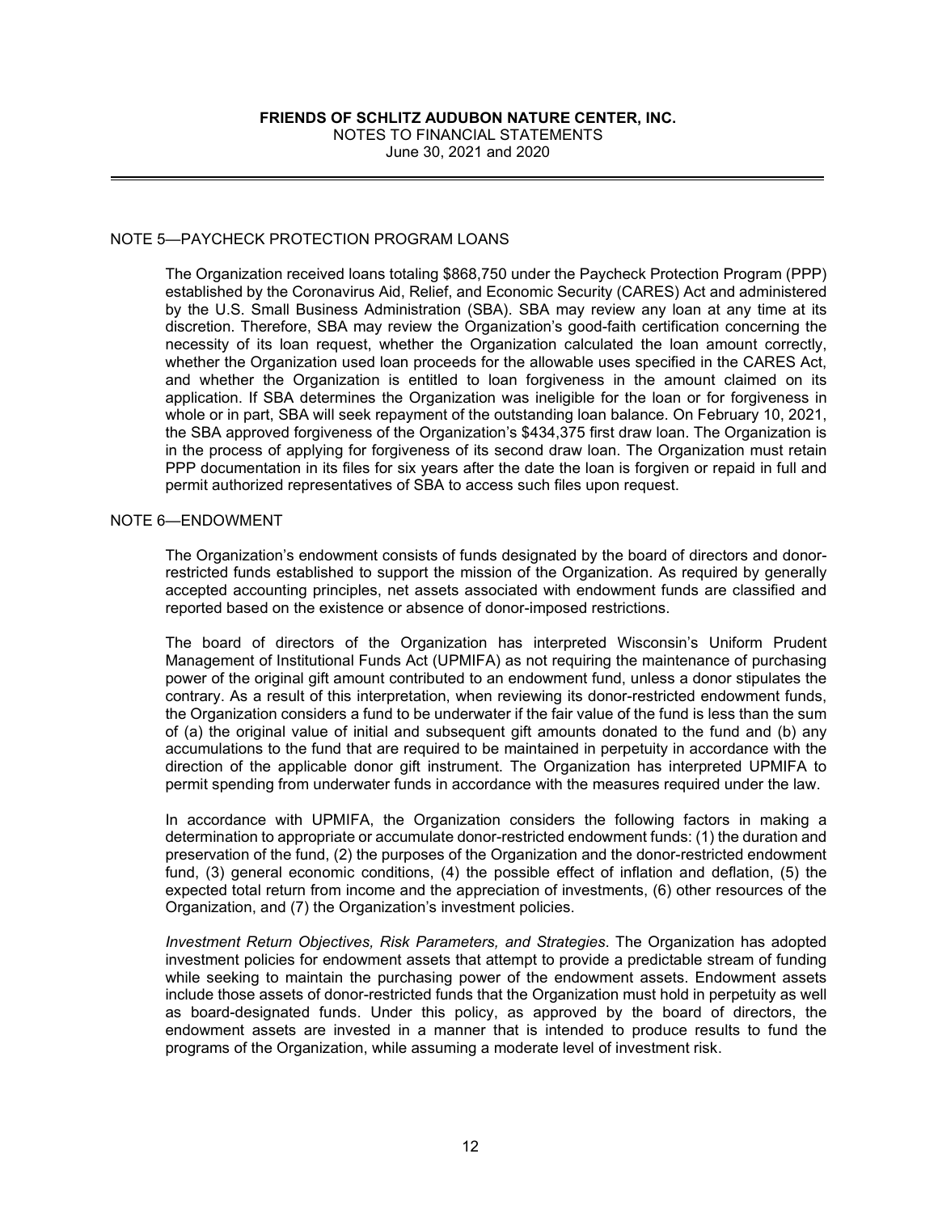## NOTE 5—PAYCHECK PROTECTION PROGRAM LOANS

The Organization received loans totaling $868,750 under the Paycheck Protection Program (PPP) established by the Coronavirus Aid, Relief, and Economic Security (CARES) Act and administered by the U.S. Small Business Administration (SBA). SBA may review any loan at any time at its discretion. Therefore, SBA may review the Organization's good-faith certification concerning the necessity of its loan request, whether the Organization calculated the loan amount correctly, whether the Organization used loan proceeds for the allowable uses specified in the CARES Act, and whether the Organization is entitled to loan forgiveness in the amount claimed on its application. If SBA determines the Organization was ineligible for the loan or for forgiveness in whole or in part, SBA will seek repayment of the outstanding loan balance. On February 10, 2021, the SBA approved forgiveness of the Organization's $434,375 first draw loan. The Organization is in the process of applying for forgiveness of its second draw loan. The Organization must retain PPP documentation in its files for six years after the date the loan is forgiven or repaid in full and permit authorized representatives of SBA to access such files upon request.

## NOTE 6—ENDOWMENT

The Organization's endowment consists of funds designated by the board of directors and donor-restricted funds established to support the mission of the Organization. As required by generally accepted accounting principles, net assets associated with endowment funds are classified and reported based on the existence or absence of donor-imposed restrictions.

The board of directors of the Organization has interpreted Wisconsin's Uniform Prudent Management of Institutional Funds Act (UPMIFA) as not requiring the maintenance of purchasing power of the original gift amount contributed to an endowment fund, unless a donor stipulates the contrary. As a result of this interpretation, when reviewing its donor-restricted endowment funds, the Organization considers a fund to be underwater if the fair value of the fund is less than the sum of (a) the original value of initial and subsequent gift amounts donated to the fund and (b) any accumulations to the fund that are required to be maintained in perpetuity in accordance with the direction of the applicable donor gift instrument. The Organization has interpreted UPMIFA to permit spending from underwater funds in accordance with the measures required under the law.

In accordance with UPMIFA, the Organization considers the following factors in making a determination to appropriate or accumulate donor-restricted endowment funds: (1) the duration and preservation of the fund, (2) the purposes of the Organization and the donor-restricted endowment fund, (3) general economic conditions, (4) the possible effect of inflation and deflation, (5) the expected total return from income and the appreciation of investments, (6) other resources of the Organization, and (7) the Organization's investment policies.

*Investment Return Objectives, Risk Parameters, and Strategies*. The Organization has adopted investment policies for endowment assets that attempt to provide a predictable stream of funding while seeking to maintain the purchasing power of the endowment assets. Endowment assets include those assets of donor-restricted funds that the Organization must hold in perpetuity as well as board-designated funds. Under this policy, as approved by the board of directors, the endowment assets are invested in a manner that is intended to produce results to fund the programs of the Organization, while assuming a moderate level of investment risk.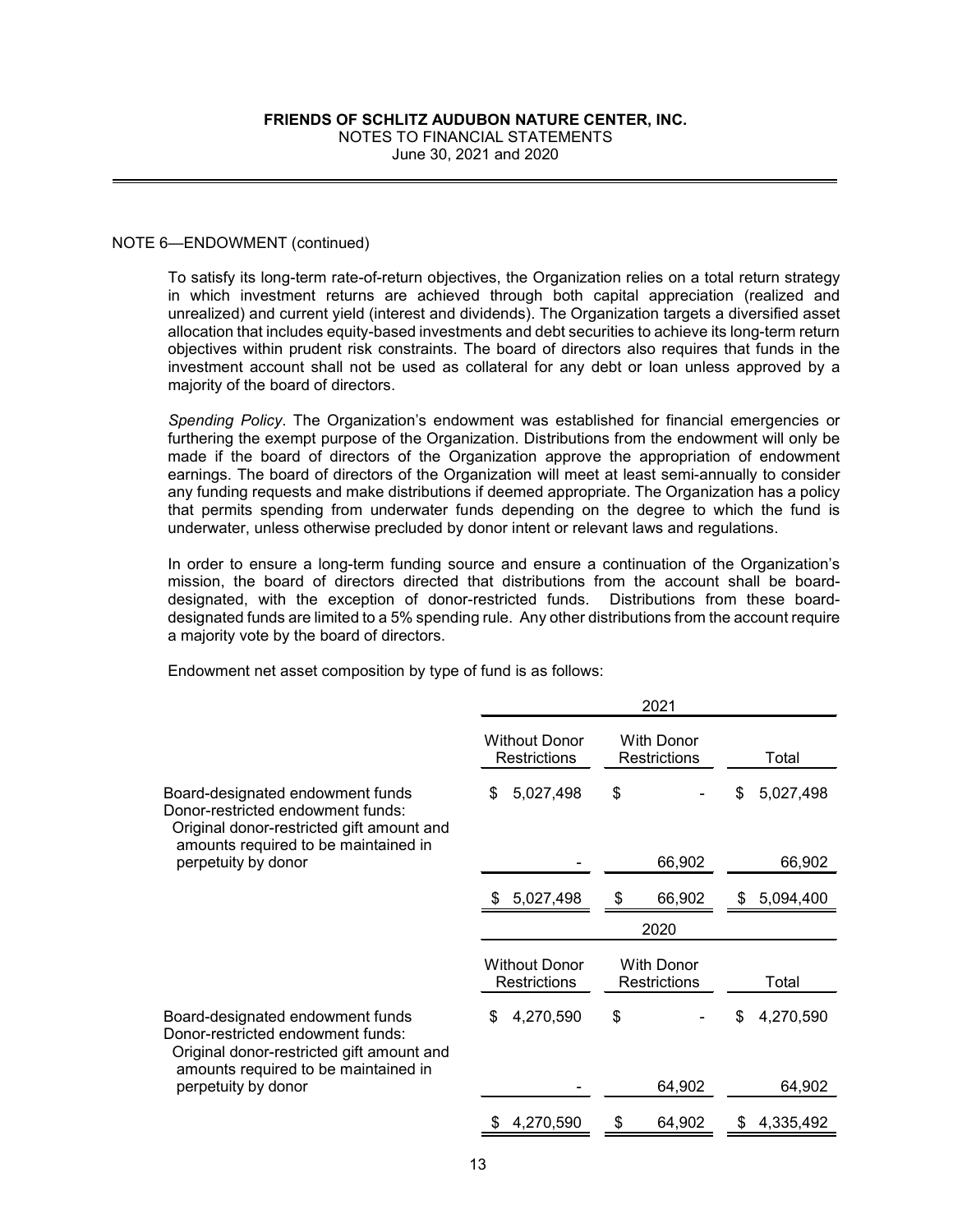NOTE 6—ENDOWMENT (continued)

To satisfy its long-term rate-of-return objectives, the Organization relies on a total return strategy in which investment returns are achieved through both capital appreciation (realized and unrealized) and current yield (interest and dividends). The Organization targets a diversified asset allocation that includes equity-based investments and debt securities to achieve its long-term return objectives within prudent risk constraints. The board of directors also requires that funds in the investment account shall not be used as collateral for any debt or loan unless approved by a majority of the board of directors.

*Spending Policy*. The Organization's endowment was established for financial emergencies or furthering the exempt purpose of the Organization. Distributions from the endowment will only be made if the board of directors of the Organization approve the appropriation of endowment earnings. The board of directors of the Organization will meet at least semi-annually to consider any funding requests and make distributions if deemed appropriate. The Organization has a policy that permits spending from underwater funds depending on the degree to which the fund is underwater, unless otherwise precluded by donor intent or relevant laws and regulations.

In order to ensure a long-term funding source and ensure a continuation of the Organization's mission, the board of directors directed that distributions from the account shall be board-designated, with the exception of donor-restricted funds. Distributions from these board-designated funds are limited to a 5% spending rule. Any other distributions from the account require a majority vote by the board of directors.

Endowment net asset composition by type of fund is as follows:

| | 2021 | | |
|---|---|---|---|
| | Without Donor Restrictions | With Donor Restrictions | Total |
| Board-designated endowment funds | $ 5,027,498 | $ - | $ 5,027,498 |
| Donor-restricted endowment funds: | | | |
| Original donor-restricted gift amount and amounts required to be maintained in perpetuity by donor | - | 66,902 | 66,902 |
| | $ 5,027,498 | $ 66,902 | $ 5,094,400 |

| | 2020 | | |
|---|---|---|---|
| | Without Donor Restrictions | With Donor Restrictions | Total |
| Board-designated endowment funds | $ 4,270,590 | $ - | $ 4,270,590 |
| Donor-restricted endowment funds: | | | |
| Original donor-restricted gift amount and amounts required to be maintained in perpetuity by donor | - | 64,902 | 64,902 |
| | $ 4,270,590 | $ 64,902 | $ 4,335,492 |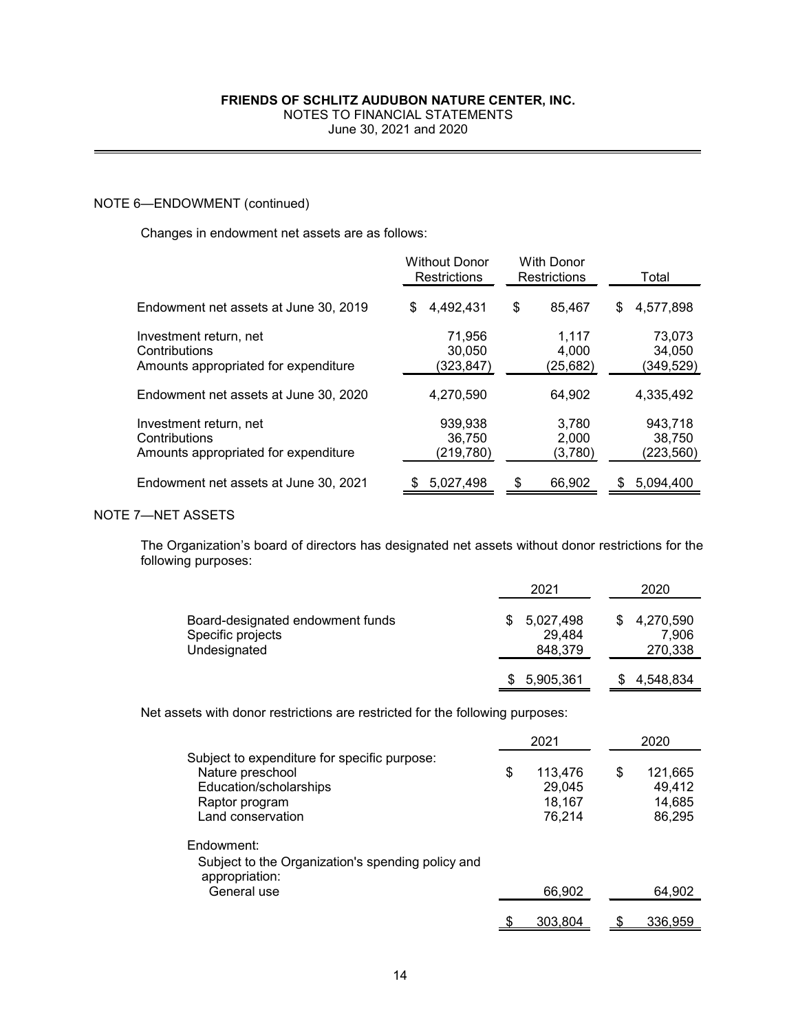**FRIENDS OF SCHLITZ AUDUBON NATURE CENTER, INC.**
NOTES TO FINANCIAL STATEMENTS
June 30, 2021 and 2020

NOTE 6—ENDOWMENT (continued)

Changes in endowment net assets are as follows:

| | Without Donor Restrictions | With Donor Restrictions | Total |
|---|---|---|---|
| Endowment net assets at June 30, 2019 | $ 4,492,431 | $ 85,467 | $ 4,577,898 |
| Investment return, net | 71,956 | 1,117 | 73,073 |
| Contributions | 30,050 | 4,000 | 34,050 |
| Amounts appropriated for expenditure | (323,847) | (25,682) | (349,529) |
| Endowment net assets at June 30, 2020 | 4,270,590 | 64,902 | 4,335,492 |
| Investment return, net | 939,938 | 3,780 | 943,718 |
| Contributions | 36,750 | 2,000 | 38,750 |
| Amounts appropriated for expenditure | (219,780) | (3,780) | (223,560) |
| Endowment net assets at June 30, 2021 | $ 5,027,498 | $ 66,902 | $ 5,094,400 |

NOTE 7—NET ASSETS

The Organization's board of directors has designated net assets without donor restrictions for the following purposes:

| | 2021 | 2020 |
|---|---|---|
| Board-designated endowment funds | $ 5,027,498 | $ 4,270,590 |
| Specific projects | 29,484 | 7,906 |
| Undesignated | 848,379 | 270,338 |
| | $ 5,905,361 | $ 4,548,834 |

Net assets with donor restrictions are restricted for the following purposes:

| | 2021 | 2020 |
|---|---|---|
| Subject to expenditure for specific purpose: | | |
| Nature preschool | $ 113,476 | $ 121,665 |
| Education/scholarships | 29,045 | 49,412 |
| Raptor program | 18,167 | 14,685 |
| Land conservation | 76,214 | 86,295 |
| Endowment: | | |
| Subject to the Organization's spending policy and appropriation: | | |
| General use | 66,902 | 64,902 |
| | $ 303,804 | $ 336,959 |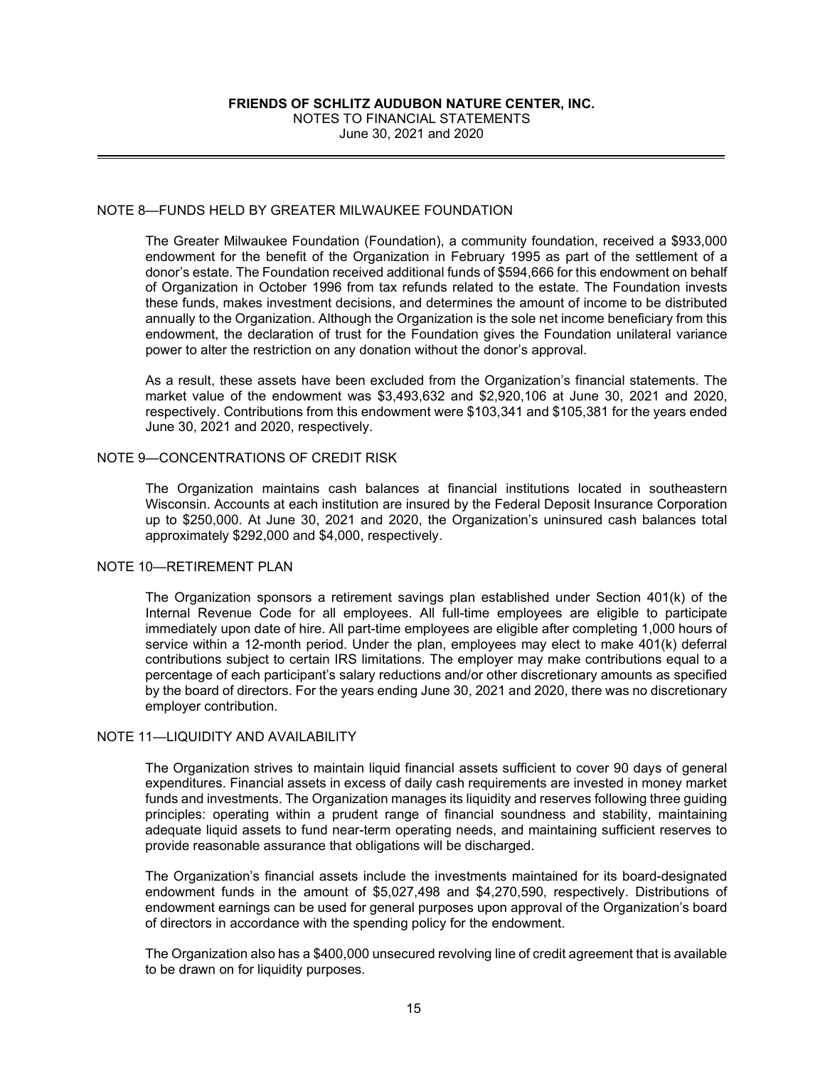## NOTE 8—FUNDS HELD BY GREATER MILWAUKEE FOUNDATION

The Greater Milwaukee Foundation (Foundation), a community foundation, received a $933,000 endowment for the benefit of the Organization in February 1995 as part of the settlement of a donor's estate. The Foundation received additional funds of $594,666 for this endowment on behalf of Organization in October 1996 from tax refunds related to the estate. The Foundation invests these funds, makes investment decisions, and determines the amount of income to be distributed annually to the Organization. Although the Organization is the sole net income beneficiary from this endowment, the declaration of trust for the Foundation gives the Foundation unilateral variance power to alter the restriction on any donation without the donor's approval.

As a result, these assets have been excluded from the Organization's financial statements. The market value of the endowment was $3,493,632 and $2,920,106 at June 30, 2021 and 2020, respectively. Contributions from this endowment were $103,341 and $105,381 for the years ended June 30, 2021 and 2020, respectively.

## NOTE 9—CONCENTRATIONS OF CREDIT RISK

The Organization maintains cash balances at financial institutions located in southeastern Wisconsin. Accounts at each institution are insured by the Federal Deposit Insurance Corporation up to $250,000. At June 30, 2021 and 2020, the Organization's uninsured cash balances total approximately $292,000 and $4,000, respectively.

## NOTE 10—RETIREMENT PLAN

The Organization sponsors a retirement savings plan established under Section 401(k) of the Internal Revenue Code for all employees. All full-time employees are eligible to participate immediately upon date of hire. All part-time employees are eligible after completing 1,000 hours of service within a 12-month period. Under the plan, employees may elect to make 401(k) deferral contributions subject to certain IRS limitations. The employer may make contributions equal to a percentage of each participant's salary reductions and/or other discretionary amounts as specified by the board of directors. For the years ending June 30, 2021 and 2020, there was no discretionary employer contribution.

## NOTE 11—LIQUIDITY AND AVAILABILITY

The Organization strives to maintain liquid financial assets sufficient to cover 90 days of general expenditures. Financial assets in excess of daily cash requirements are invested in money market funds and investments. The Organization manages its liquidity and reserves following three guiding principles: operating within a prudent range of financial soundness and stability, maintaining adequate liquid assets to fund near-term operating needs, and maintaining sufficient reserves to provide reasonable assurance that obligations will be discharged.

The Organization's financial assets include the investments maintained for its board-designated endowment funds in the amount of $5,027,498 and $4,270,590, respectively. Distributions of endowment earnings can be used for general purposes upon approval of the Organization's board of directors in accordance with the spending policy for the endowment.

The Organization also has a $400,000 unsecured revolving line of credit agreement that is available to be drawn on for liquidity purposes.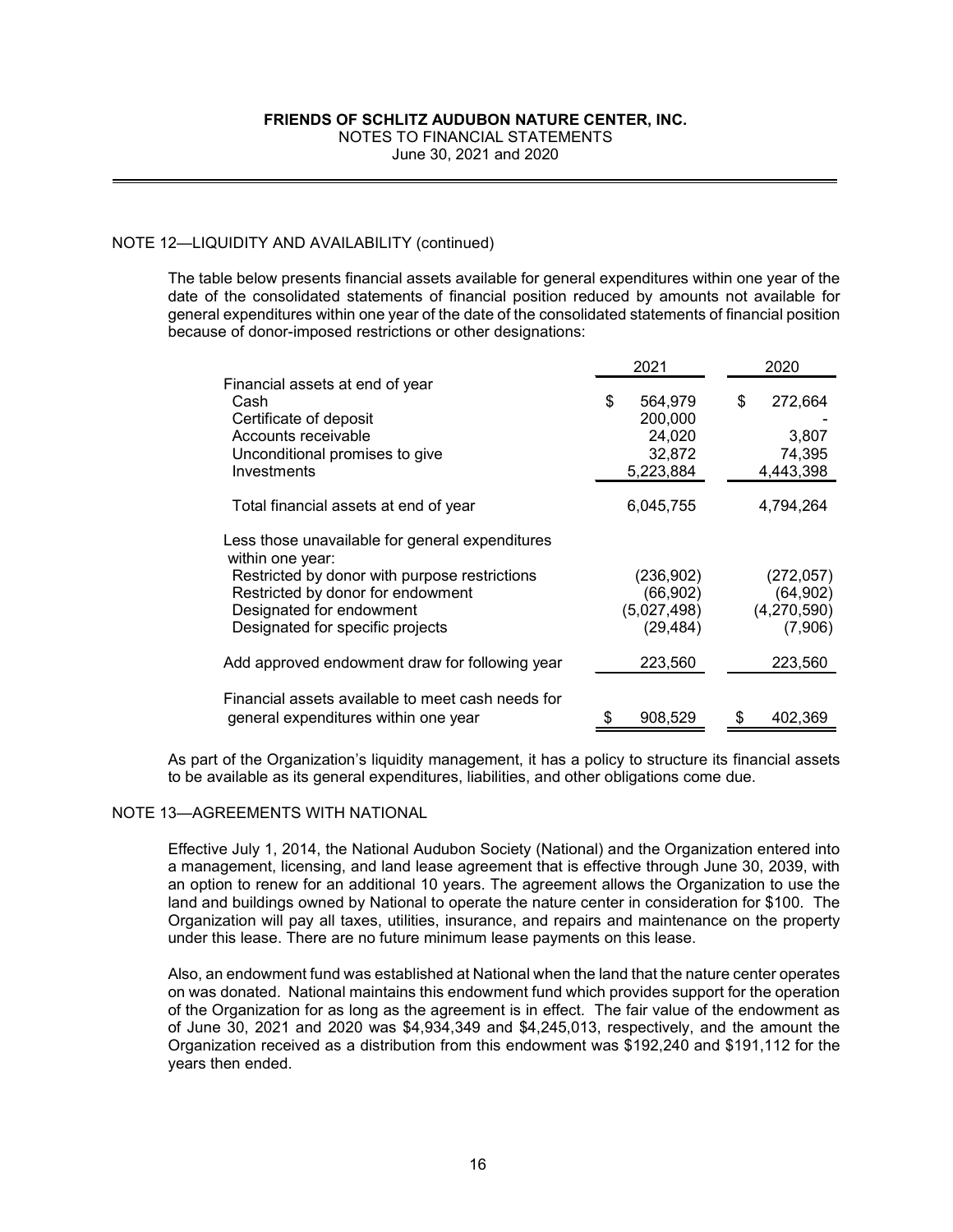## NOTE 12—LIQUIDITY AND AVAILABILITY (continued)

The table below presents financial assets available for general expenditures within one year of the date of the consolidated statements of financial position reduced by amounts not available for general expenditures within one year of the date of the consolidated statements of financial position because of donor-imposed restrictions or other designations:

| | 2021 | 2020 |
|---|---|---|
| Financial assets at end of year | | |
| Cash | $ 564,979 | $ 272,664 |
| Certificate of deposit | 200,000 | - |
| Accounts receivable | 24,020 | 3,807 |
| Unconditional promises to give | 32,872 | 74,395 |
| Investments | 5,223,884 | 4,443,398 |
| Total financial assets at end of year | 6,045,755 | 4,794,264 |
| Less those unavailable for general expenditures within one year: | | |
| Restricted by donor with purpose restrictions | (236,902) | (272,057) |
| Restricted by donor for endowment | (66,902) | (64,902) |
| Designated for endowment | (5,027,498) | (4,270,590) |
| Designated for specific projects | (29,484) | (7,906) |
| Add approved endowment draw for following year | 223,560 | 223,560 |
| Financial assets available to meet cash needs for general expenditures within one year | $ 908,529 | $ 402,369 |

As part of the Organization's liquidity management, it has a policy to structure its financial assets to be available as its general expenditures, liabilities, and other obligations come due.

## NOTE 13—AGREEMENTS WITH NATIONAL

Effective July 1, 2014, the National Audubon Society (National) and the Organization entered into a management, licensing, and land lease agreement that is effective through June 30, 2039, with an option to renew for an additional 10 years. The agreement allows the Organization to use the land and buildings owned by National to operate the nature center in consideration for $100. The Organization will pay all taxes, utilities, insurance, and repairs and maintenance on the property under this lease. There are no future minimum lease payments on this lease.

Also, an endowment fund was established at National when the land that the nature center operates on was donated. National maintains this endowment fund which provides support for the operation of the Organization for as long as the agreement is in effect. The fair value of the endowment as of June 30, 2021 and 2020 was $4,934,349 and $4,245,013, respectively, and the amount the Organization received as a distribution from this endowment was $192,240 and $191,112 for the years then ended.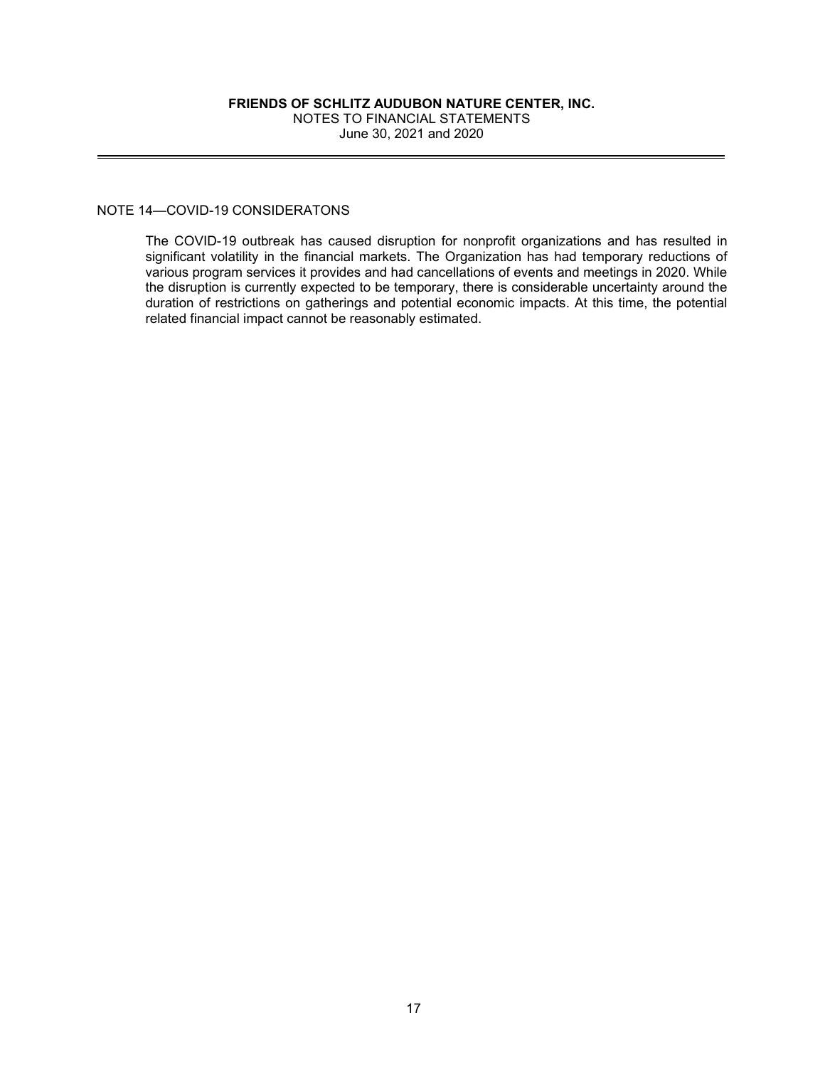NOTE 14—COVID-19 CONSIDERATONS

The COVID-19 outbreak has caused disruption for nonprofit organizations and has resulted in significant volatility in the financial markets. The Organization has had temporary reductions of various program services it provides and had cancellations of events and meetings in 2020. While the disruption is currently expected to be temporary, there is considerable uncertainty around the duration of restrictions on gatherings and potential economic impacts. At this time, the potential related financial impact cannot be reasonably estimated.